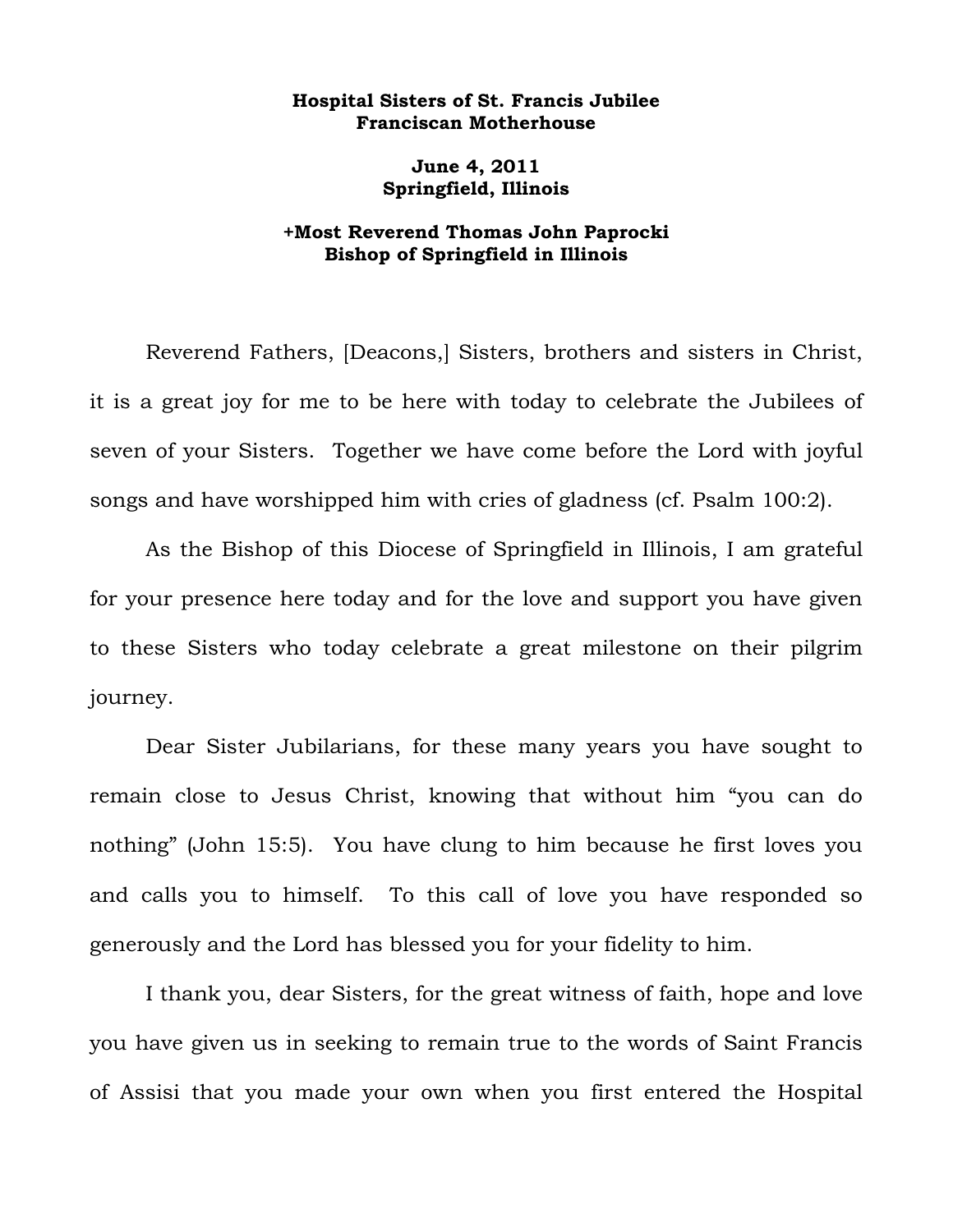**Hospital Sisters of St. Francis Jubilee**
**Franciscan Motherhouse**

**June 4, 2011**
**Springfield, Illinois**

**+Most Reverend Thomas John Paprocki**
**Bishop of Springfield in Illinois**

Reverend Fathers, [Deacons,] Sisters, brothers and sisters in Christ, it is a great joy for me to be here with today to celebrate the Jubilees of seven of your Sisters. Together we have come before the Lord with joyful songs and have worshipped him with cries of gladness (cf. Psalm 100:2).

As the Bishop of this Diocese of Springfield in Illinois, I am grateful for your presence here today and for the love and support you have given to these Sisters who today celebrate a great milestone on their pilgrim journey.

Dear Sister Jubilarians, for these many years you have sought to remain close to Jesus Christ, knowing that without him "you can do nothing" (John 15:5). You have clung to him because he first loves you and calls you to himself. To this call of love you have responded so generously and the Lord has blessed you for your fidelity to him.

I thank you, dear Sisters, for the great witness of faith, hope and love you have given us in seeking to remain true to the words of Saint Francis of Assisi that you made your own when you first entered the Hospital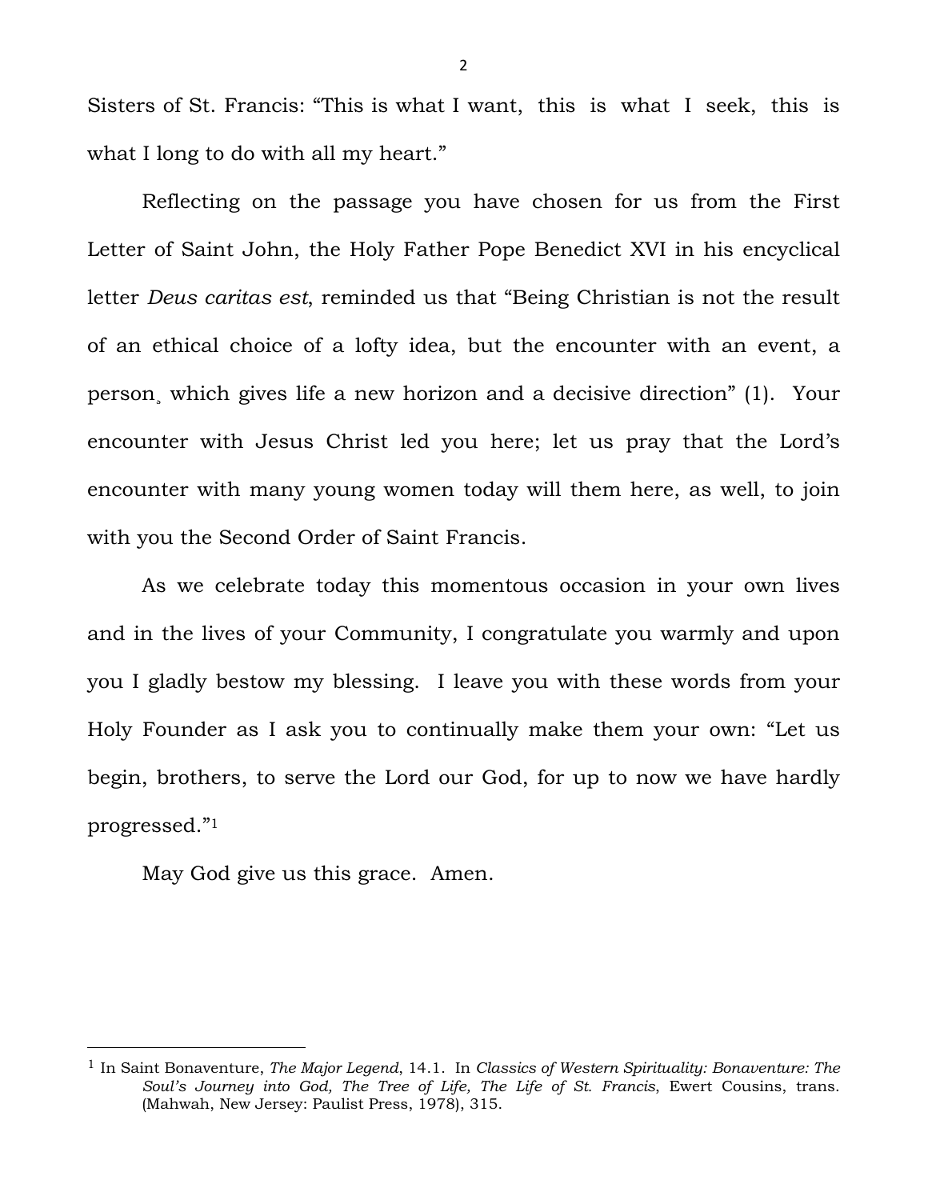Sisters of St. Francis: "This is what I want, this is what I seek, this is what I long to do with all my heart."

Reflecting on the passage you have chosen for us from the First Letter of Saint John, the Holy Father Pope Benedict XVI in his encyclical letter *Deus caritas est*, reminded us that "Being Christian is not the result of an ethical choice of a lofty idea, but the encounter with an event, a person¸ which gives life a new horizon and a decisive direction" (1). Your encounter with Jesus Christ led you here; let us pray that the Lord's encounter with many young women today will them here, as well, to join with you the Second Order of Saint Francis.

As we celebrate today this momentous occasion in your own lives and in the lives of your Community, I congratulate you warmly and upon you I gladly bestow my blessing. I leave you with these words from your Holy Founder as I ask you to continually make them your own: "Let us begin, brothers, to serve the Lord our God, for up to now we have hardly progressed."[1]

May God give us this grace. Amen.

---

[1] In Saint Bonaventure, *The Major Legend*, 14.1. In *Classics of Western Spirituality: Bonaventure: The Soul's Journey into God, The Tree of Life, The Life of St. Francis*, Ewert Cousins, trans. (Mahwah, New Jersey: Paulist Press, 1978), 315.